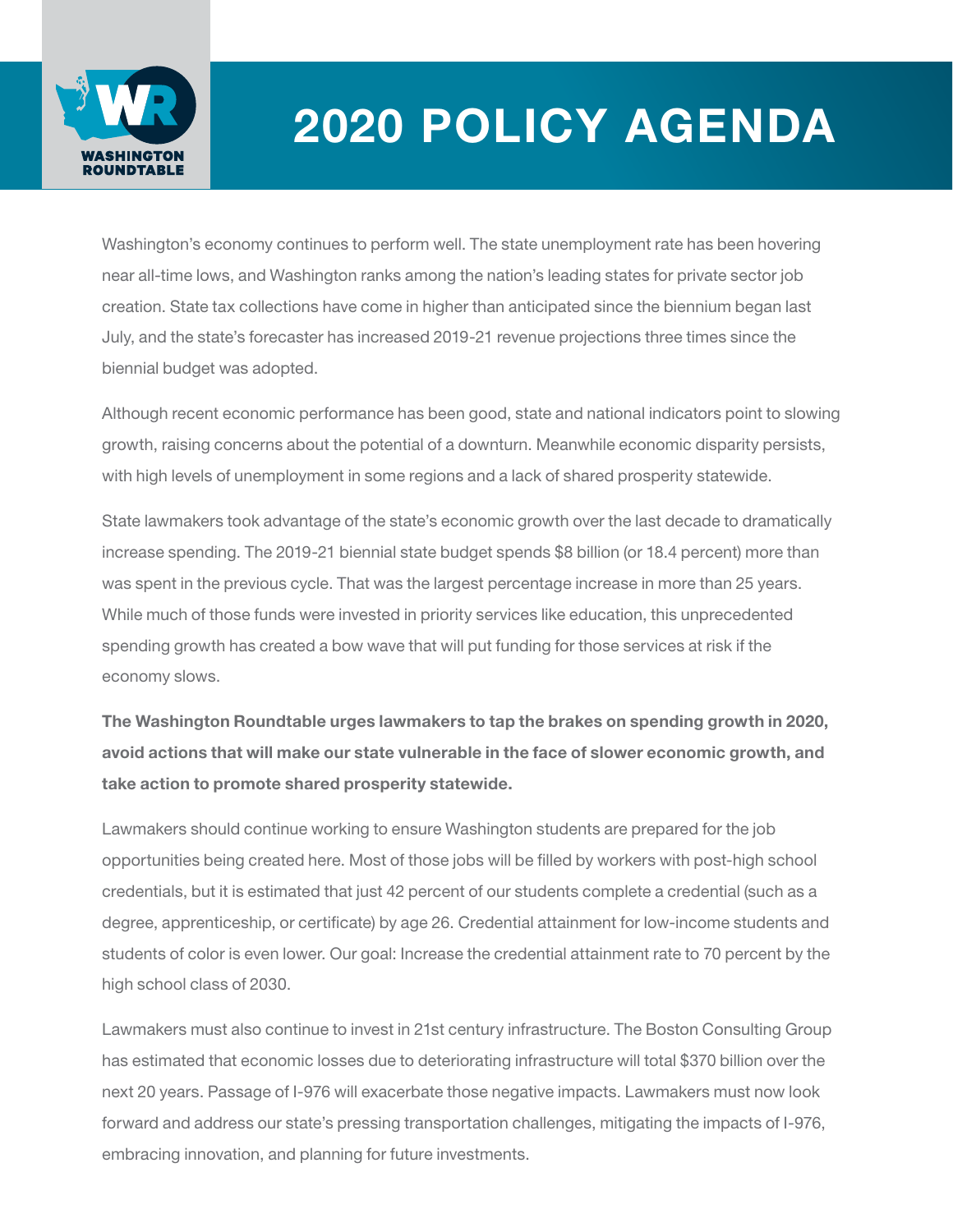WASHINGTON ROUNDTABLE

# 2020 POLICY AGENDA

Washington's economy continues to perform well. The state unemployment rate has been hovering near all-time lows, and Washington ranks among the nation's leading states for private sector job creation. State tax collections have come in higher than anticipated since the biennium began last July, and the state's forecaster has increased 2019-21 revenue projections three times since the biennial budget was adopted.

Although recent economic performance has been good, state and national indicators point to slowing growth, raising concerns about the potential of a downturn. Meanwhile economic disparity persists, with high levels of unemployment in some regions and a lack of shared prosperity statewide.

State lawmakers took advantage of the state's economic growth over the last decade to dramatically increase spending. The 2019-21 biennial state budget spends $8 billion (or 18.4 percent) more than was spent in the previous cycle. That was the largest percentage increase in more than 25 years. While much of those funds were invested in priority services like education, this unprecedented spending growth has created a bow wave that will put funding for those services at risk if the economy slows.

**The Washington Roundtable urges lawmakers to tap the brakes on spending growth in 2020, avoid actions that will make our state vulnerable in the face of slower economic growth, and take action to promote shared prosperity statewide.**

Lawmakers should continue working to ensure Washington students are prepared for the job opportunities being created here. Most of those jobs will be filled by workers with post-high school credentials, but it is estimated that just 42 percent of our students complete a credential (such as a degree, apprenticeship, or certificate) by age 26. Credential attainment for low-income students and students of color is even lower. Our goal: Increase the credential attainment rate to 70 percent by the high school class of 2030.

Lawmakers must also continue to invest in 21st century infrastructure. The Boston Consulting Group has estimated that economic losses due to deteriorating infrastructure will total $370 billion over the next 20 years. Passage of I-976 will exacerbate those negative impacts. Lawmakers must now look forward and address our state's pressing transportation challenges, mitigating the impacts of I-976, embracing innovation, and planning for future investments.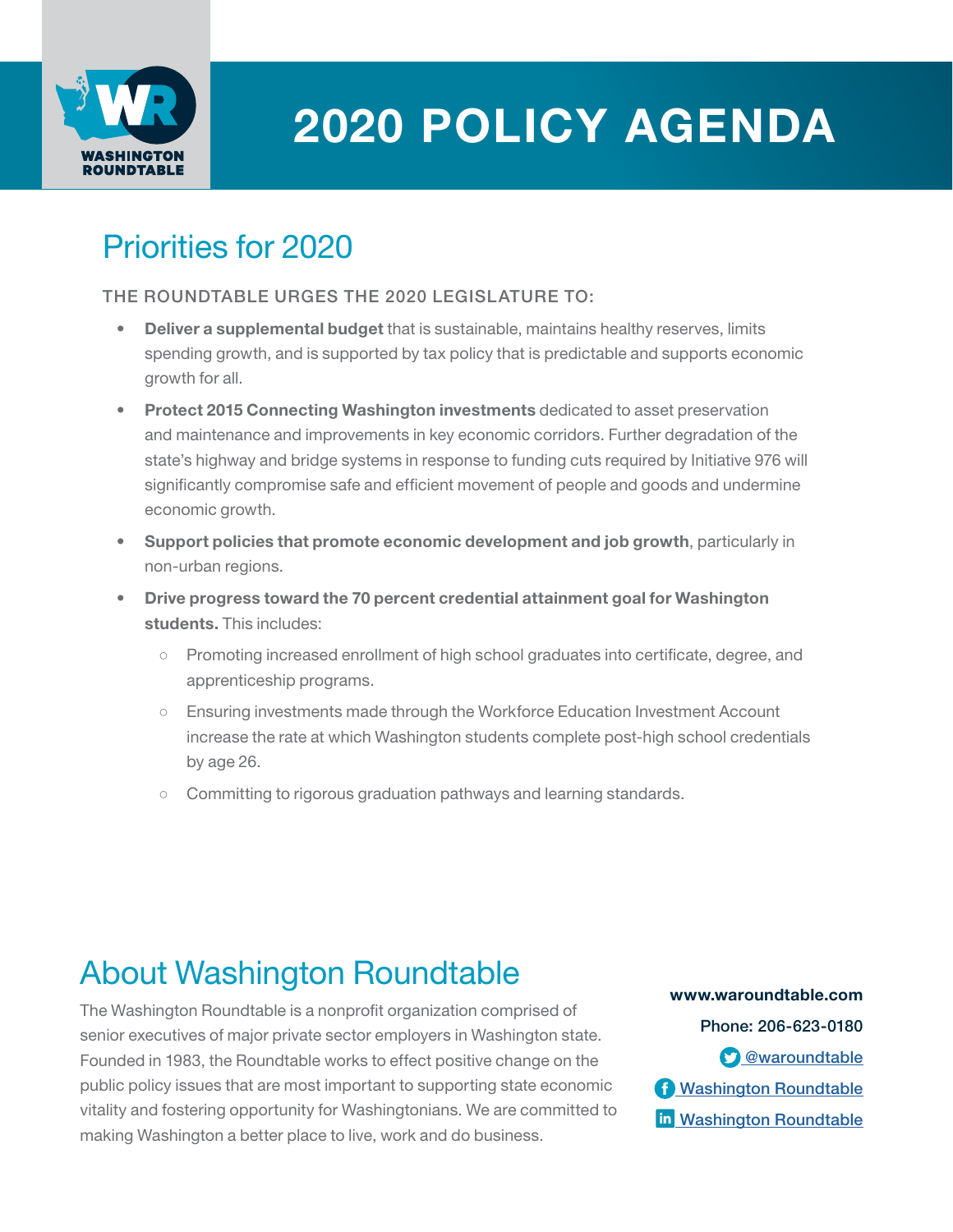# 2020 POLICY AGENDA

WASHINGTON ROUNDTABLE

## Priorities for 2020

THE ROUNDTABLE URGES THE 2020 LEGISLATURE TO:

- **Deliver a supplemental budget** that is sustainable, maintains healthy reserves, limits spending growth, and is supported by tax policy that is predictable and supports economic growth for all.
- **Protect 2015 Connecting Washington investments** dedicated to asset preservation and maintenance and improvements in key economic corridors. Further degradation of the state's highway and bridge systems in response to funding cuts required by Initiative 976 will significantly compromise safe and efficient movement of people and goods and undermine economic growth.
- **Support policies that promote economic development and job growth**, particularly in non-urban regions.
- **Drive progress toward the 70 percent credential attainment goal for Washington students.** This includes:
  - Promoting increased enrollment of high school graduates into certificate, degree, and apprenticeship programs.
  - Ensuring investments made through the Workforce Education Investment Account increase the rate at which Washington students complete post-high school credentials by age 26.
  - Committing to rigorous graduation pathways and learning standards.

## About Washington Roundtable

The Washington Roundtable is a nonprofit organization comprised of senior executives of major private sector employers in Washington state. Founded in 1983, the Roundtable works to effect positive change on the public policy issues that are most important to supporting state economic vitality and fostering opportunity for Washingtonians. We are committed to making Washington a better place to live, work and do business.

**www.waroundtable.com**

Phone: 206-623-0180

@waroundtable

Washington Roundtable

Washington Roundtable